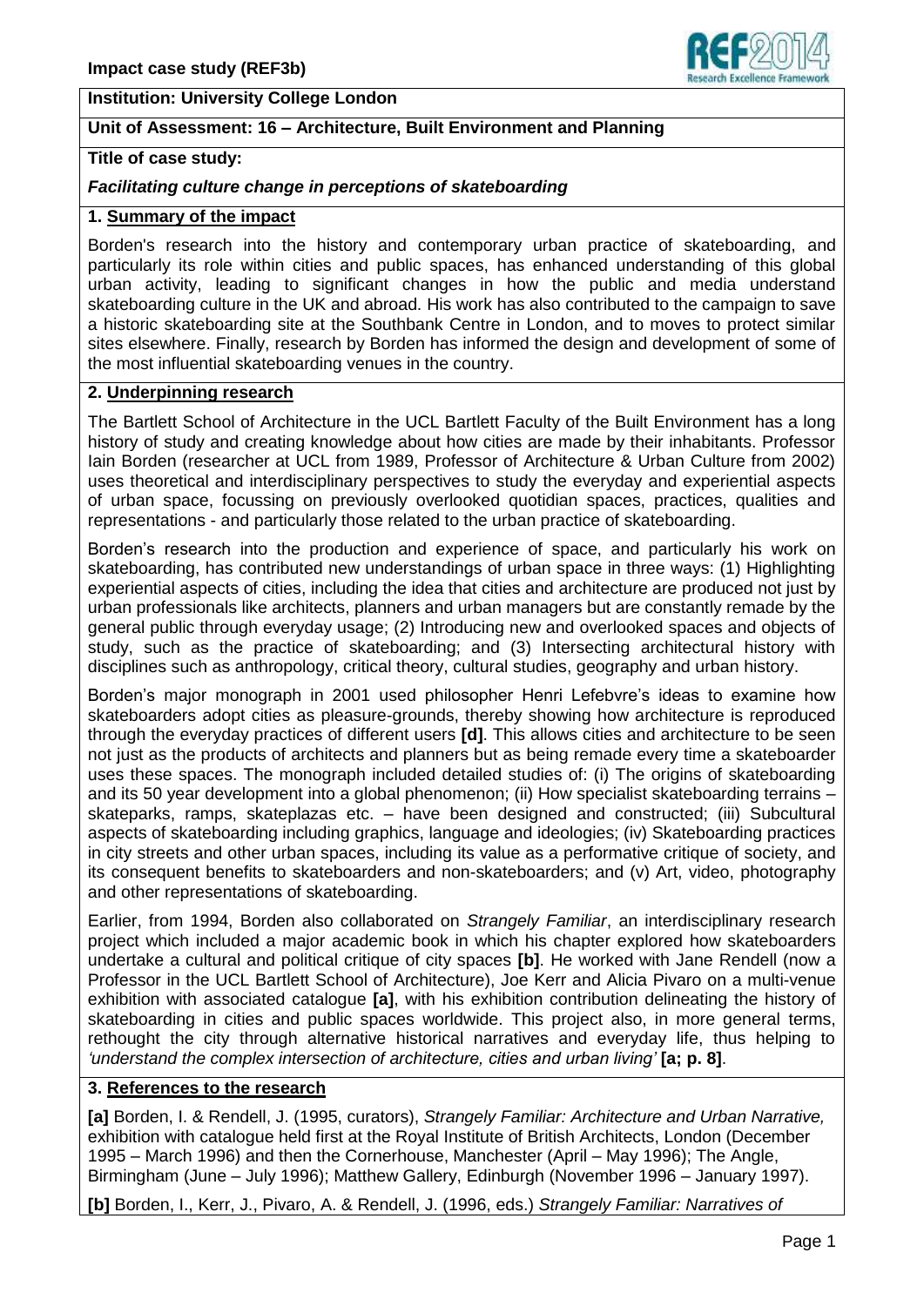**Institution: University College London**

**Unit of Assessment: 16 – Architecture, Built Environment and Planning**

**Title of case study:**

***Facilitating culture change in perceptions of skateboarding***

## 1. Summary of the impact

Borden's research into the history and contemporary urban practice of skateboarding, and particularly its role within cities and public spaces, has enhanced understanding of this global urban activity, leading to significant changes in how the public and media understand skateboarding culture in the UK and abroad. His work has also contributed to the campaign to save a historic skateboarding site at the Southbank Centre in London, and to moves to protect similar sites elsewhere. Finally, research by Borden has informed the design and development of some of the most influential skateboarding venues in the country.

## 2. Underpinning research

The Bartlett School of Architecture in the UCL Bartlett Faculty of the Built Environment has a long history of study and creating knowledge about how cities are made by their inhabitants. Professor Iain Borden (researcher at UCL from 1989, Professor of Architecture & Urban Culture from 2002) uses theoretical and interdisciplinary perspectives to study the everyday and experiential aspects of urban space, focussing on previously overlooked quotidian spaces, practices, qualities and representations - and particularly those related to the urban practice of skateboarding.

Borden's research into the production and experience of space, and particularly his work on skateboarding, has contributed new understandings of urban space in three ways: (1) Highlighting experiential aspects of cities, including the idea that cities and architecture are produced not just by urban professionals like architects, planners and urban managers but are constantly remade by the general public through everyday usage; (2) Introducing new and overlooked spaces and objects of study, such as the practice of skateboarding; and (3) Intersecting architectural history with disciplines such as anthropology, critical theory, cultural studies, geography and urban history.

Borden's major monograph in 2001 used philosopher Henri Lefebvre's ideas to examine how skateboarders adopt cities as pleasure-grounds, thereby showing how architecture is reproduced through the everyday practices of different users **[d]**. This allows cities and architecture to be seen not just as the products of architects and planners but as being remade every time a skateboarder uses these spaces. The monograph included detailed studies of: (i) The origins of skateboarding and its 50 year development into a global phenomenon; (ii) How specialist skateboarding terrains – skateparks, ramps, skateplazas etc. – have been designed and constructed; (iii) Subcultural aspects of skateboarding including graphics, language and ideologies; (iv) Skateboarding practices in city streets and other urban spaces, including its value as a performative critique of society, and its consequent benefits to skateboarders and non-skateboarders; and (v) Art, video, photography and other representations of skateboarding.

Earlier, from 1994, Borden also collaborated on *Strangely Familiar*, an interdisciplinary research project which included a major academic book in which his chapter explored how skateboarders undertake a cultural and political critique of city spaces **[b]**. He worked with Jane Rendell (now a Professor in the UCL Bartlett School of Architecture), Joe Kerr and Alicia Pivaro on a multi-venue exhibition with associated catalogue **[a]**, with his exhibition contribution delineating the history of skateboarding in cities and public spaces worldwide. This project also, in more general terms, rethought the city through alternative historical narratives and everyday life, thus helping to *'understand the complex intersection of architecture, cities and urban living'* **[a; p. 8]**.

## 3. References to the research

**[a]** Borden, I. & Rendell, J. (1995, curators), *Strangely Familiar: Architecture and Urban Narrative,* exhibition with catalogue held first at the Royal Institute of British Architects, London (December 1995 – March 1996) and then the Cornerhouse, Manchester (April – May 1996); The Angle, Birmingham (June – July 1996); Matthew Gallery, Edinburgh (November 1996 – January 1997).

**[b]** Borden, I., Kerr, J., Pivaro, A. & Rendell, J. (1996, eds.) *Strangely Familiar: Narratives of*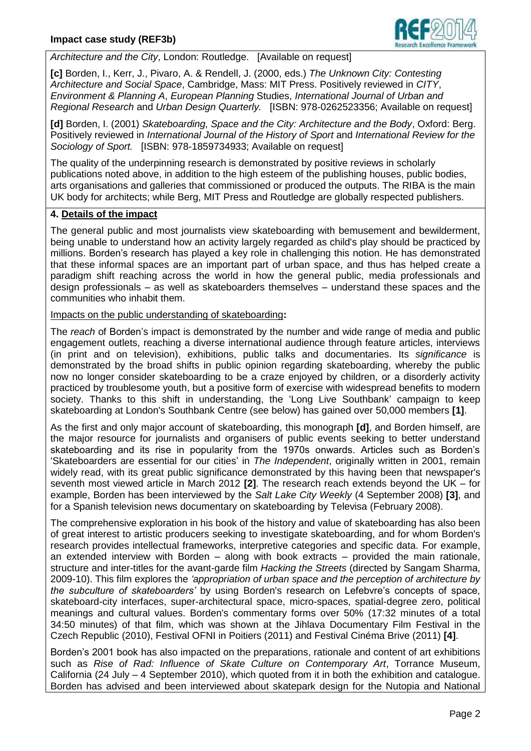*Architecture and the City*, London: Routledge. [Available on request]

**[c]** Borden, I., Kerr, J., Pivaro, A. & Rendell, J. (2000, eds.) *The Unknown City: Contesting Architecture and Social Space*, Cambridge, Mass: MIT Press. Positively reviewed in *CITY*, *Environment & Planning A*, *European Planning* Studies, *International Journal of Urban and Regional Research* and *Urban Design Quarterly.* [ISBN: 978-0262523356; Available on request]

**[d]** Borden, I. (2001) *Skateboarding, Space and the City: Architecture and the Body*, Oxford: Berg. Positively reviewed in *International Journal of the History of Sport* and *International Review for the Sociology of Sport.* [ISBN: 978-1859734933; Available on request]

The quality of the underpinning research is demonstrated by positive reviews in scholarly publications noted above, in addition to the high esteem of the publishing houses, public bodies, arts organisations and galleries that commissioned or produced the outputs. The RIBA is the main UK body for architects; while Berg, MIT Press and Routledge are globally respected publishers.

## 4. Details of the impact

The general public and most journalists view skateboarding with bemusement and bewilderment, being unable to understand how an activity largely regarded as child's play should be practiced by millions. Borden's research has played a key role in challenging this notion. He has demonstrated that these informal spaces are an important part of urban space, and thus has helped create a paradigm shift reaching across the world in how the general public, media professionals and design professionals – as well as skateboarders themselves – understand these spaces and the communities who inhabit them.

Impacts on the public understanding of skateboarding**:**

The *reach* of Borden's impact is demonstrated by the number and wide range of media and public engagement outlets, reaching a diverse international audience through feature articles, interviews (in print and on television), exhibitions, public talks and documentaries. Its *significance* is demonstrated by the broad shifts in public opinion regarding skateboarding, whereby the public now no longer consider skateboarding to be a craze enjoyed by children, or a disorderly activity practiced by troublesome youth, but a positive form of exercise with widespread benefits to modern society. Thanks to this shift in understanding, the 'Long Live Southbank' campaign to keep skateboarding at London's Southbank Centre (see below) has gained over 50,000 members **[1]**.

As the first and only major account of skateboarding, this monograph **[d]**, and Borden himself, are the major resource for journalists and organisers of public events seeking to better understand skateboarding and its rise in popularity from the 1970s onwards. Articles such as Borden's 'Skateboarders are essential for our cities' in *The Independent*, originally written in 2001, remain widely read, with its great public significance demonstrated by this having been that newspaper's seventh most viewed article in March 2012 **[2]**. The research reach extends beyond the UK – for example, Borden has been interviewed by the *Salt Lake City Weekly* (4 September 2008) **[3]**, and for a Spanish television news documentary on skateboarding by Televisa (February 2008).

The comprehensive exploration in his book of the history and value of skateboarding has also been of great interest to artistic producers seeking to investigate skateboarding, and for whom Borden's research provides intellectual frameworks, interpretive categories and specific data. For example, an extended interview with Borden – along with book extracts – provided the main rationale, structure and inter-titles for the avant-garde film *Hacking the Streets* (directed by Sangam Sharma, 2009-10). This film explores the *'appropriation of urban space and the perception of architecture by the subculture of skateboarders'* by using Borden's research on Lefebvre's concepts of space, skateboard-city interfaces, super-architectural space, micro-spaces, spatial-degree zero, political meanings and cultural values. Borden's commentary forms over 50% (17:32 minutes of a total 34:50 minutes) of that film, which was shown at the Jihlava Documentary Film Festival in the Czech Republic (2010), Festival OFNI in Poitiers (2011) and Festival Cinéma Brive (2011) **[4]**.

Borden's 2001 book has also impacted on the preparations, rationale and content of art exhibitions such as *Rise of Rad: Influence of Skate Culture on Contemporary Art*, Torrance Museum, California (24 July – 4 September 2010), which quoted from it in both the exhibition and catalogue. Borden has advised and been interviewed about skatepark design for the Nutopia and National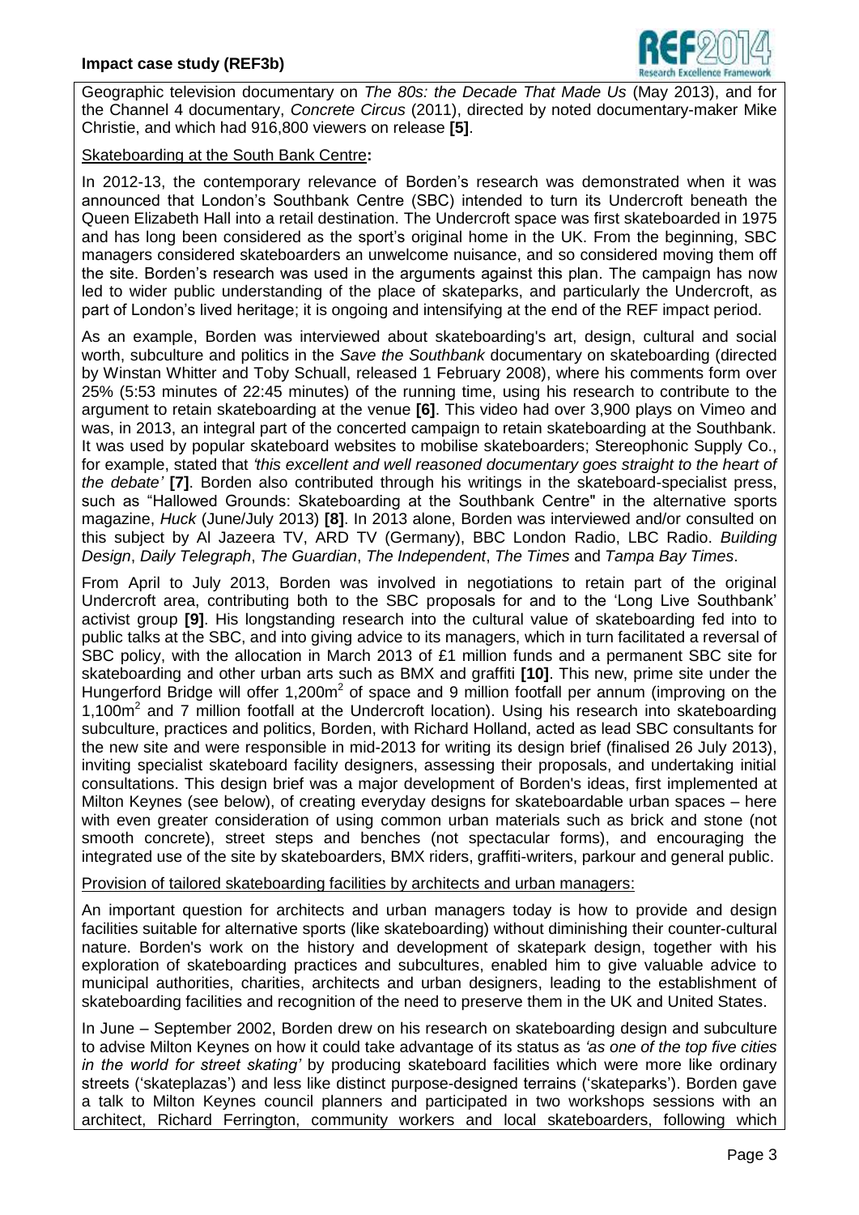Geographic television documentary on *The 80s: the Decade That Made Us* (May 2013), and for the Channel 4 documentary, *Concrete Circus* (2011), directed by noted documentary-maker Mike Christie, and which had 916,800 viewers on release **[5]**.

Skateboarding at the South Bank Centre**:**

In 2012-13, the contemporary relevance of Borden's research was demonstrated when it was announced that London's Southbank Centre (SBC) intended to turn its Undercroft beneath the Queen Elizabeth Hall into a retail destination. The Undercroft space was first skateboarded in 1975 and has long been considered as the sport's original home in the UK. From the beginning, SBC managers considered skateboarders an unwelcome nuisance, and so considered moving them off the site. Borden's research was used in the arguments against this plan. The campaign has now led to wider public understanding of the place of skateparks, and particularly the Undercroft, as part of London's lived heritage; it is ongoing and intensifying at the end of the REF impact period.

As an example, Borden was interviewed about skateboarding's art, design, cultural and social worth, subculture and politics in the *Save the Southbank* documentary on skateboarding (directed by Winstan Whitter and Toby Schuall, released 1 February 2008), where his comments form over 25% (5:53 minutes of 22:45 minutes) of the running time, using his research to contribute to the argument to retain skateboarding at the venue **[6]**. This video had over 3,900 plays on Vimeo and was, in 2013, an integral part of the concerted campaign to retain skateboarding at the Southbank. It was used by popular skateboard websites to mobilise skateboarders; Stereophonic Supply Co., for example, stated that *'this excellent and well reasoned documentary goes straight to the heart of the debate'* **[7]**. Borden also contributed through his writings in the skateboard-specialist press, such as "Hallowed Grounds: Skateboarding at the Southbank Centre" in the alternative sports magazine, *Huck* (June/July 2013) **[8]**. In 2013 alone, Borden was interviewed and/or consulted on this subject by Al Jazeera TV, ARD TV (Germany), BBC London Radio, LBC Radio. *Building Design*, *Daily Telegraph*, *The Guardian*, *The Independent*, *The Times* and *Tampa Bay Times*.

From April to July 2013, Borden was involved in negotiations to retain part of the original Undercroft area, contributing both to the SBC proposals for and to the 'Long Live Southbank' activist group **[9]**. His longstanding research into the cultural value of skateboarding fed into to public talks at the SBC, and into giving advice to its managers, which in turn facilitated a reversal of SBC policy, with the allocation in March 2013 of £1 million funds and a permanent SBC site for skateboarding and other urban arts such as BMX and graffiti **[10]**. This new, prime site under the Hungerford Bridge will offer 1,200m$^2$ of space and 9 million footfall per annum (improving on the 1,100m$^2$ and 7 million footfall at the Undercroft location). Using his research into skateboarding subculture, practices and politics, Borden, with Richard Holland, acted as lead SBC consultants for the new site and were responsible in mid-2013 for writing its design brief (finalised 26 July 2013), inviting specialist skateboard facility designers, assessing their proposals, and undertaking initial consultations. This design brief was a major development of Borden's ideas, first implemented at Milton Keynes (see below), of creating everyday designs for skateboardable urban spaces – here with even greater consideration of using common urban materials such as brick and stone (not smooth concrete), street steps and benches (not spectacular forms), and encouraging the integrated use of the site by skateboarders, BMX riders, graffiti-writers, parkour and general public.

Provision of tailored skateboarding facilities by architects and urban managers:

An important question for architects and urban managers today is how to provide and design facilities suitable for alternative sports (like skateboarding) without diminishing their counter-cultural nature. Borden's work on the history and development of skatepark design, together with his exploration of skateboarding practices and subcultures, enabled him to give valuable advice to municipal authorities, charities, architects and urban designers, leading to the establishment of skateboarding facilities and recognition of the need to preserve them in the UK and United States.

In June – September 2002, Borden drew on his research on skateboarding design and subculture to advise Milton Keynes on how it could take advantage of its status as *'as one of the top five cities in the world for street skating'* by producing skateboard facilities which were more like ordinary streets ('skateplazas') and less like distinct purpose-designed terrains ('skateparks'). Borden gave a talk to Milton Keynes council planners and participated in two workshops sessions with an architect, Richard Ferrington, community workers and local skateboarders, following which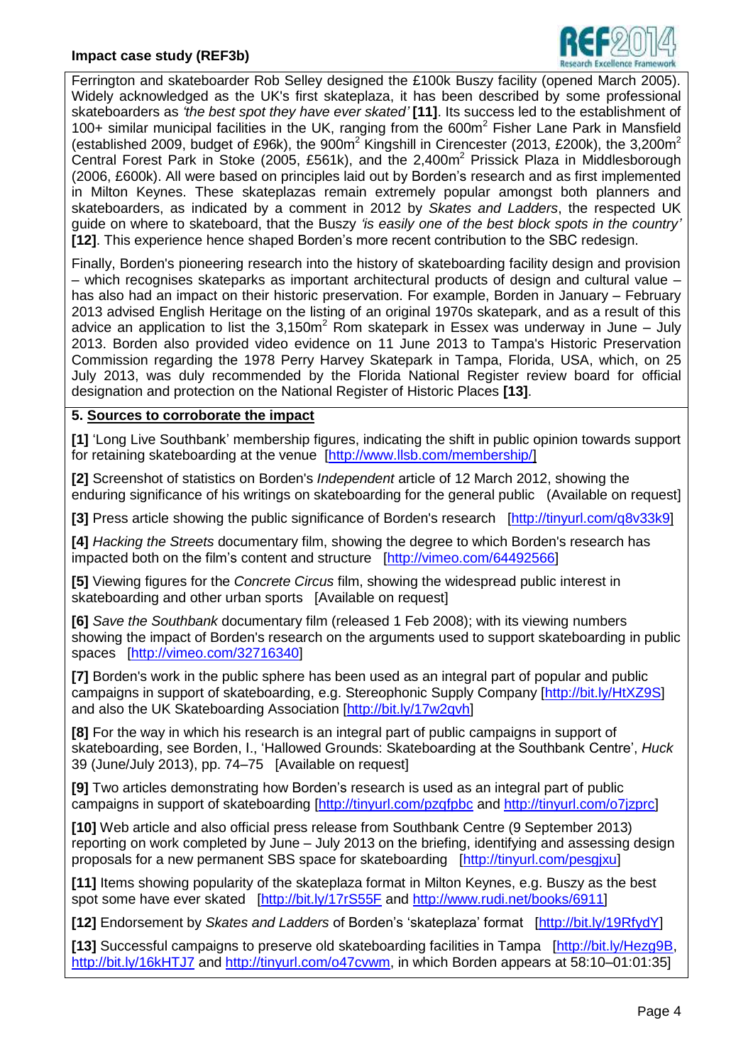Ferrington and skateboarder Rob Selley designed the £100k Buszy facility (opened March 2005). Widely acknowledged as the UK's first skateplaza, it has been described by some professional skateboarders as *'the best spot they have ever skated'* **[11]**. Its success led to the establishment of 100+ similar municipal facilities in the UK, ranging from the 600m$^2$ Fisher Lane Park in Mansfield (established 2009, budget of £96k), the 900m$^2$ Kingshill in Cirencester (2013, £200k), the 3,200m$^2$ Central Forest Park in Stoke (2005, £561k), and the 2,400m$^2$ Prissick Plaza in Middlesborough (2006, £600k). All were based on principles laid out by Borden's research and as first implemented in Milton Keynes. These skateplazas remain extremely popular amongst both planners and skateboarders, as indicated by a comment in 2012 by *Skates and Ladders*, the respected UK guide on where to skateboard, that the Buszy *'is easily one of the best block spots in the country'* **[12]**. This experience hence shaped Borden's more recent contribution to the SBC redesign.

Finally, Borden's pioneering research into the history of skateboarding facility design and provision – which recognises skateparks as important architectural products of design and cultural value – has also had an impact on their historic preservation. For example, Borden in January – February 2013 advised English Heritage on the listing of an original 1970s skatepark, and as a result of this advice an application to list the 3,150m$^2$ Rom skatepark in Essex was underway in June – July 2013. Borden also provided video evidence on 11 June 2013 to Tampa's Historic Preservation Commission regarding the 1978 Perry Harvey Skatepark in Tampa, Florida, USA, which, on 25 July 2013, was duly recommended by the Florida National Register review board for official designation and protection on the National Register of Historic Places **[13]**.

## 5. Sources to corroborate the impact

**[1]** 'Long Live Southbank' membership figures, indicating the shift in public opinion towards support for retaining skateboarding at the venue [http://www.llsb.com/membership/]

**[2]** Screenshot of statistics on Borden's *Independent* article of 12 March 2012, showing the enduring significance of his writings on skateboarding for the general public (Available on request]

**[3]** Press article showing the public significance of Borden's research [http://tinyurl.com/q8v33k9]

**[4]** *Hacking the Streets* documentary film, showing the degree to which Borden's research has impacted both on the film's content and structure [http://vimeo.com/64492566]

**[5]** Viewing figures for the *Concrete Circus* film, showing the widespread public interest in skateboarding and other urban sports [Available on request]

**[6]** *Save the Southbank* documentary film (released 1 Feb 2008); with its viewing numbers showing the impact of Borden's research on the arguments used to support skateboarding in public spaces [http://vimeo.com/32716340]

**[7]** Borden's work in the public sphere has been used as an integral part of popular and public campaigns in support of skateboarding, e.g. Stereophonic Supply Company [http://bit.ly/HtXZ9S] and also the UK Skateboarding Association [http://bit.ly/17w2qvh]

**[8]** For the way in which his research is an integral part of public campaigns in support of skateboarding, see Borden, I., 'Hallowed Grounds: Skateboarding at the Southbank Centre', *Huck* 39 (June/July 2013), pp. 74–75 [Available on request]

**[9]** Two articles demonstrating how Borden's research is used as an integral part of public campaigns in support of skateboarding [http://tinyurl.com/pzqfpbc and http://tinyurl.com/o7jzprc]

**[10]** Web article and also official press release from Southbank Centre (9 September 2013) reporting on work completed by June – July 2013 on the briefing, identifying and assessing design proposals for a new permanent SBS space for skateboarding [http://tinyurl.com/pesgjxu]

**[11]** Items showing popularity of the skateplaza format in Milton Keynes, e.g. Buszy as the best spot some have ever skated [http://bit.ly/17rS55F and http://www.rudi.net/books/6911]

**[12]** Endorsement by *Skates and Ladders* of Borden's 'skateplaza' format [http://bit.ly/19RfydY]

**[13]** Successful campaigns to preserve old skateboarding facilities in Tampa [http://bit.ly/Hezg9B, http://bit.ly/16kHTJ7 and http://tinyurl.com/o47cvwm, in which Borden appears at 58:10–01:01:35]